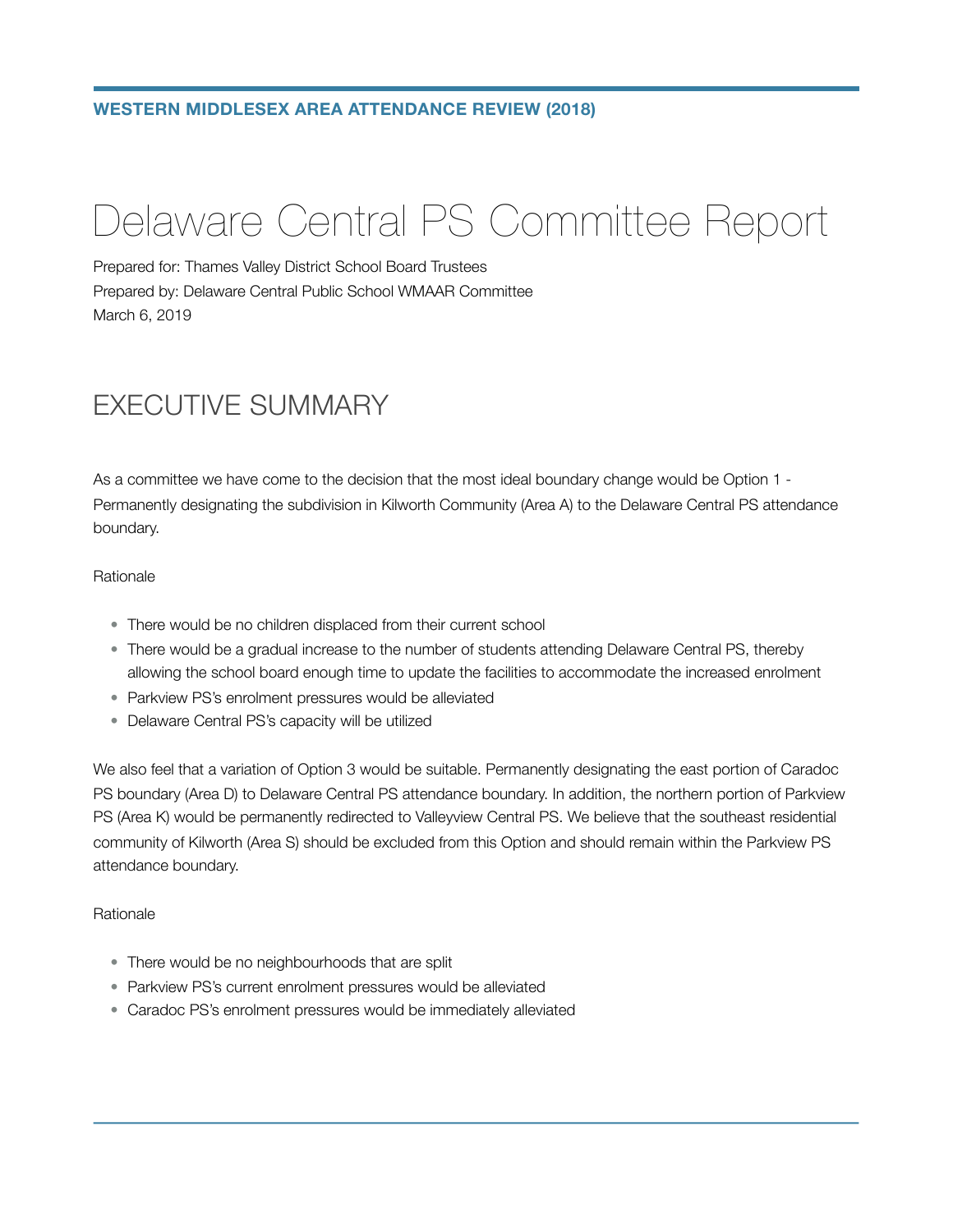**WESTERN MIDDLESEX AREA ATTENDANCE REVIEW (2018)**

# Delaware Central PS Committee Report

Prepared for: Thames Valley District School Board Trustees
Prepared by: Delaware Central Public School WMAAR Committee
March 6, 2019

## EXECUTIVE SUMMARY

As a committee we have come to the decision that the most ideal boundary change would be Option 1 - Permanently designating the subdivision in Kilworth Community (Area A) to the Delaware Central PS attendance boundary.

Rationale

- There would be no children displaced from their current school
- There would be a gradual increase to the number of students attending Delaware Central PS, thereby allowing the school board enough time to update the facilities to accommodate the increased enrolment
- Parkview PS's enrolment pressures would be alleviated
- Delaware Central PS's capacity will be utilized

We also feel that a variation of Option 3 would be suitable. Permanently designating the east portion of Caradoc PS boundary (Area D) to Delaware Central PS attendance boundary. In addition, the northern portion of Parkview PS (Area K) would be permanently redirected to Valleyview Central PS. We believe that the southeast residential community of Kilworth (Area S) should be excluded from this Option and should remain within the Parkview PS attendance boundary.

Rationale

- There would be no neighbourhoods that are split
- Parkview PS's current enrolment pressures would be alleviated
- Caradoc PS's enrolment pressures would be immediately alleviated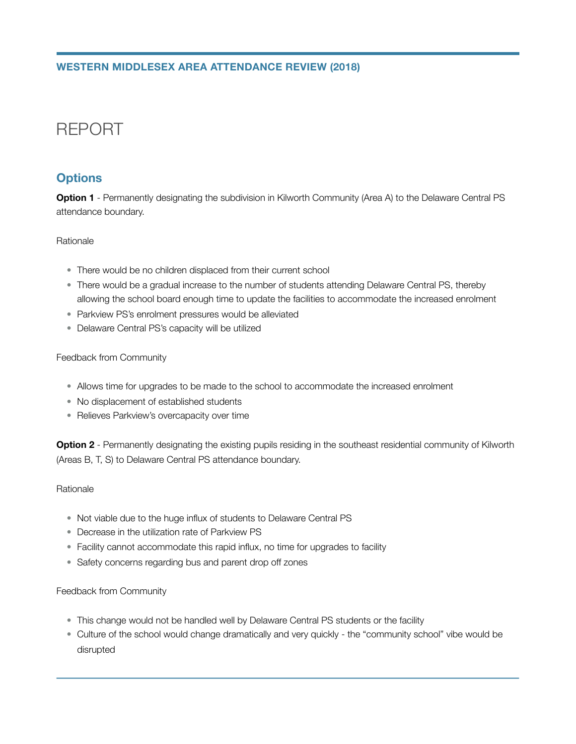# REPORT

## Options

**Option 1** - Permanently designating the subdivision in Kilworth Community (Area A) to the Delaware Central PS attendance boundary.

Rationale

- There would be no children displaced from their current school
- There would be a gradual increase to the number of students attending Delaware Central PS, thereby allowing the school board enough time to update the facilities to accommodate the increased enrolment
- Parkview PS's enrolment pressures would be alleviated
- Delaware Central PS's capacity will be utilized

Feedback from Community

- Allows time for upgrades to be made to the school to accommodate the increased enrolment
- No displacement of established students
- Relieves Parkview's overcapacity over time

**Option 2** - Permanently designating the existing pupils residing in the southeast residential community of Kilworth (Areas B, T, S) to Delaware Central PS attendance boundary.

Rationale

- Not viable due to the huge influx of students to Delaware Central PS
- Decrease in the utilization rate of Parkview PS
- Facility cannot accommodate this rapid influx, no time for upgrades to facility
- Safety concerns regarding bus and parent drop off zones

Feedback from Community

- This change would not be handled well by Delaware Central PS students or the facility
- Culture of the school would change dramatically and very quickly - the "community school" vibe would be disrupted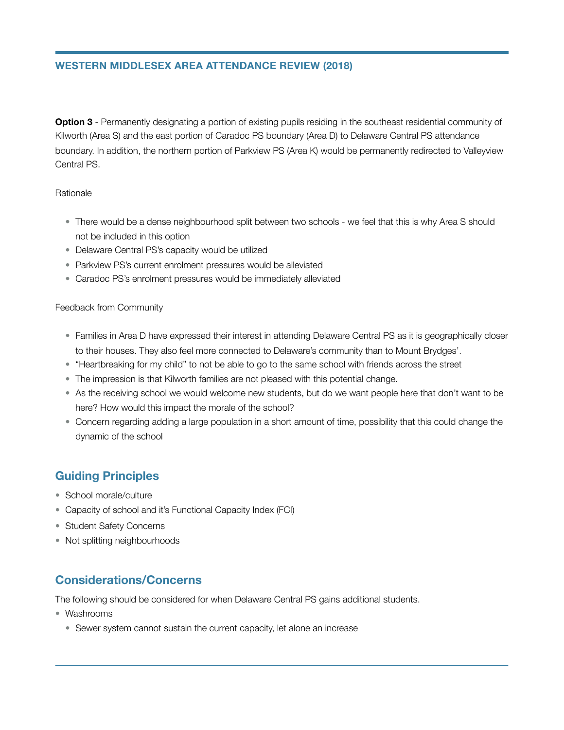**Option 3** - Permanently designating a portion of existing pupils residing in the southeast residential community of Kilworth (Area S) and the east portion of Caradoc PS boundary (Area D) to Delaware Central PS attendance boundary. In addition, the northern portion of Parkview PS (Area K) would be permanently redirected to Valleyview Central PS.

Rationale

- There would be a dense neighbourhood split between two schools - we feel that this is why Area S should not be included in this option
- Delaware Central PS's capacity would be utilized
- Parkview PS's current enrolment pressures would be alleviated
- Caradoc PS's enrolment pressures would be immediately alleviated

Feedback from Community

- Families in Area D have expressed their interest in attending Delaware Central PS as it is geographically closer to their houses. They also feel more connected to Delaware's community than to Mount Brydges'.
- "Heartbreaking for my child" to not be able to go to the same school with friends across the street
- The impression is that Kilworth families are not pleased with this potential change.
- As the receiving school we would welcome new students, but do we want people here that don't want to be here? How would this impact the morale of the school?
- Concern regarding adding a large population in a short amount of time, possibility that this could change the dynamic of the school

## Guiding Principles

- School morale/culture
- Capacity of school and it's Functional Capacity Index (FCI)
- Student Safety Concerns
- Not splitting neighbourhoods

## Considerations/Concerns

The following should be considered for when Delaware Central PS gains additional students.

- Washrooms
  - Sewer system cannot sustain the current capacity, let alone an increase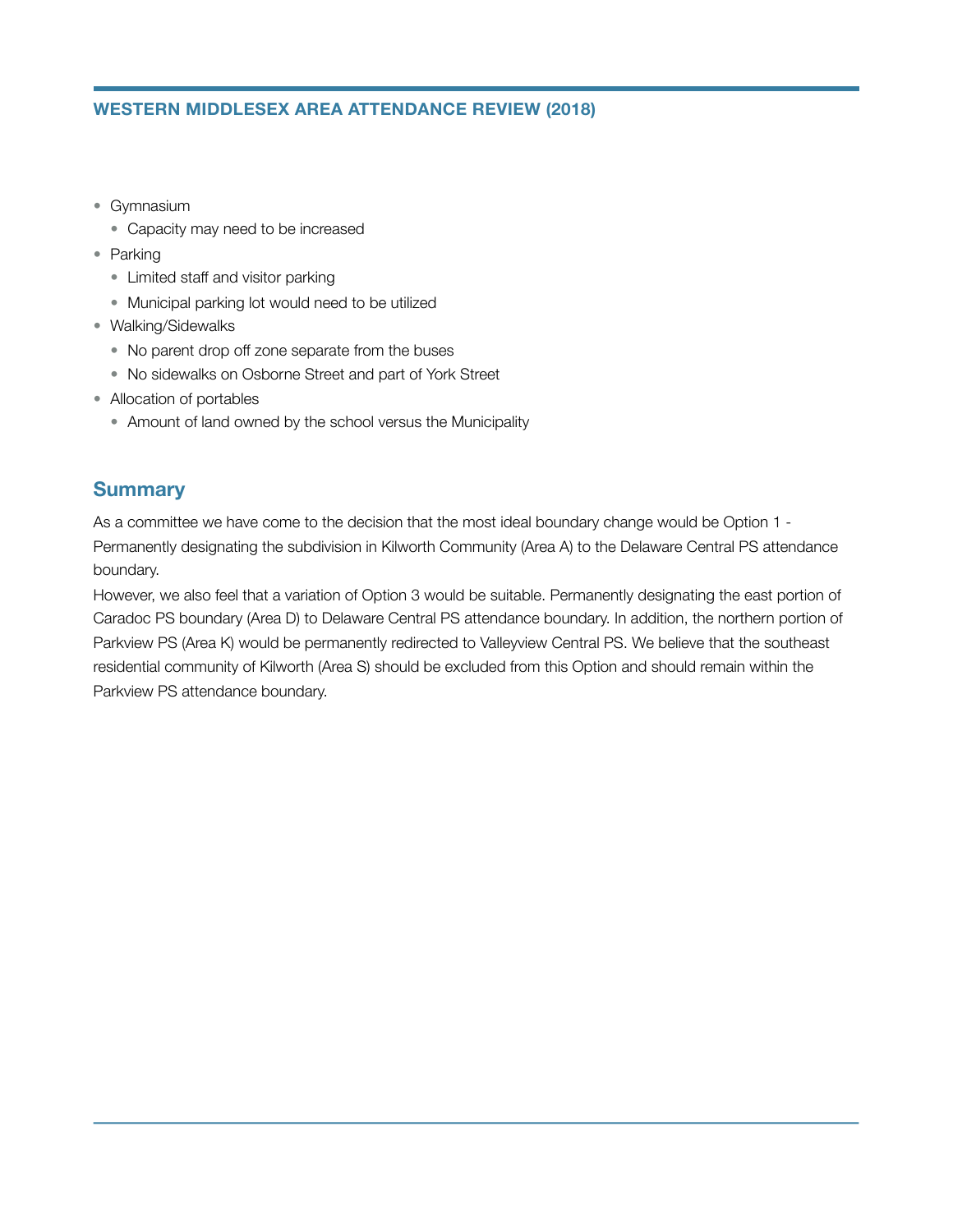- Gymnasium
  - Capacity may need to be increased
- Parking
  - Limited staff and visitor parking
  - Municipal parking lot would need to be utilized
- Walking/Sidewalks
  - No parent drop off zone separate from the buses
  - No sidewalks on Osborne Street and part of York Street
- Allocation of portables
  - Amount of land owned by the school versus the Municipality

## Summary

As a committee we have come to the decision that the most ideal boundary change would be Option 1 - Permanently designating the subdivision in Kilworth Community (Area A) to the Delaware Central PS attendance boundary.

However, we also feel that a variation of Option 3 would be suitable. Permanently designating the east portion of Caradoc PS boundary (Area D) to Delaware Central PS attendance boundary. In addition, the northern portion of Parkview PS (Area K) would be permanently redirected to Valleyview Central PS. We believe that the southeast residential community of Kilworth (Area S) should be excluded from this Option and should remain within the Parkview PS attendance boundary.